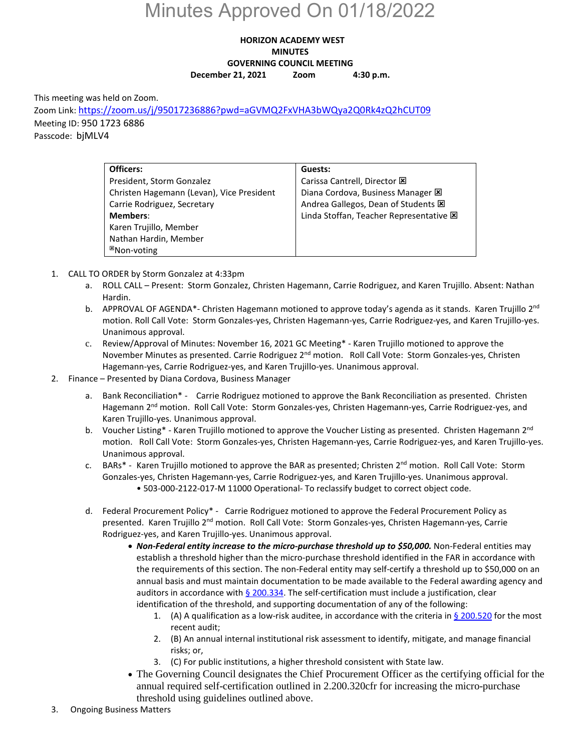# Minutes Approved On 01/18/2022

**HORIZON ACADEMY WEST**
**MINUTES**
**GOVERNING COUNCIL MEETING**
**December 21, 2021 Zoom 4:30 p.m.**

This meeting was held on Zoom.
Zoom Link: https://zoom.us/j/95017236886?pwd=aGVMQ2FxVHA3bWQya2Q0Rk4zQ2hCUT09
Meeting ID: 950 1723 6886
Passcode: bjMLV4

| Officers: | Guests: |
|---|---|
| President, Storm Gonzalez | Carissa Cantrell, Director ☒ |
| Christen Hagemann (Levan), Vice President | Diana Cordova, Business Manager ☒ |
| Carrie Rodriguez, Secretary | Andrea Gallegos, Dean of Students ☒ |
| **Members**: | Linda Stoffan, Teacher Representative ☒ |
| Karen Trujillo, Member | |
| Nathan Hardin, Member | |
| ☒Non-voting | |

1. CALL TO ORDER by Storm Gonzalez at 4:33pm
   a. ROLL CALL – Present: Storm Gonzalez, Christen Hagemann, Carrie Rodriguez, and Karen Trujillo. Absent: Nathan Hardin.
   b. APPROVAL OF AGENDA*- Christen Hagemann motioned to approve today's agenda as it stands. Karen Trujillo 2nd motion. Roll Call Vote: Storm Gonzales-yes, Christen Hagemann-yes, Carrie Rodriguez-yes, and Karen Trujillo-yes. Unanimous approval.
   c. Review/Approval of Minutes: November 16, 2021 GC Meeting* - Karen Trujillo motioned to approve the November Minutes as presented. Carrie Rodriguez 2nd motion. Roll Call Vote: Storm Gonzales-yes, Christen Hagemann-yes, Carrie Rodriguez-yes, and Karen Trujillo-yes. Unanimous approval.
2. Finance – Presented by Diana Cordova, Business Manager
   a. Bank Reconciliation* - Carrie Rodriguez motioned to approve the Bank Reconciliation as presented. Christen Hagemann 2nd motion. Roll Call Vote: Storm Gonzales-yes, Christen Hagemann-yes, Carrie Rodriguez-yes, and Karen Trujillo-yes. Unanimous approval.
   b. Voucher Listing* - Karen Trujillo motioned to approve the Voucher Listing as presented. Christen Hagemann 2nd motion. Roll Call Vote: Storm Gonzales-yes, Christen Hagemann-yes, Carrie Rodriguez-yes, and Karen Trujillo-yes. Unanimous approval.
   c. BARs* - Karen Trujillo motioned to approve the BAR as presented; Christen 2nd motion. Roll Call Vote: Storm Gonzales-yes, Christen Hagemann-yes, Carrie Rodriguez-yes, and Karen Trujillo-yes. Unanimous approval.
      - 503-000-2122-017-M 11000 Operational- To reclassify budget to correct object code.
   d. Federal Procurement Policy* - Carrie Rodriguez motioned to approve the Federal Procurement Policy as presented. Karen Trujillo 2nd motion. Roll Call Vote: Storm Gonzales-yes, Christen Hagemann-yes, Carrie Rodriguez-yes, and Karen Trujillo-yes. Unanimous approval.
      - ***Non-Federal entity increase to the micro-purchase threshold up to $50,000.*** Non-Federal entities may establish a threshold higher than the micro-purchase threshold identified in the FAR in accordance with the requirements of this section. The non-Federal entity may self-certify a threshold up to $50,000 on an annual basis and must maintain documentation to be made available to the Federal awarding agency and auditors in accordance with § 200.334. The self-certification must include a justification, clear identification of the threshold, and supporting documentation of any of the following:
        1. (A) A qualification as a low-risk auditee, in accordance with the criteria in § 200.520 for the most recent audit;
        2. (B) An annual internal institutional risk assessment to identify, mitigate, and manage financial risks; or,
        3. (C) For public institutions, a higher threshold consistent with State law.
      - The Governing Council designates the Chief Procurement Officer as the certifying official for the annual required self-certification outlined in 2.200.320cfr for increasing the micro-purchase threshold using guidelines outlined above.
3. Ongoing Business Matters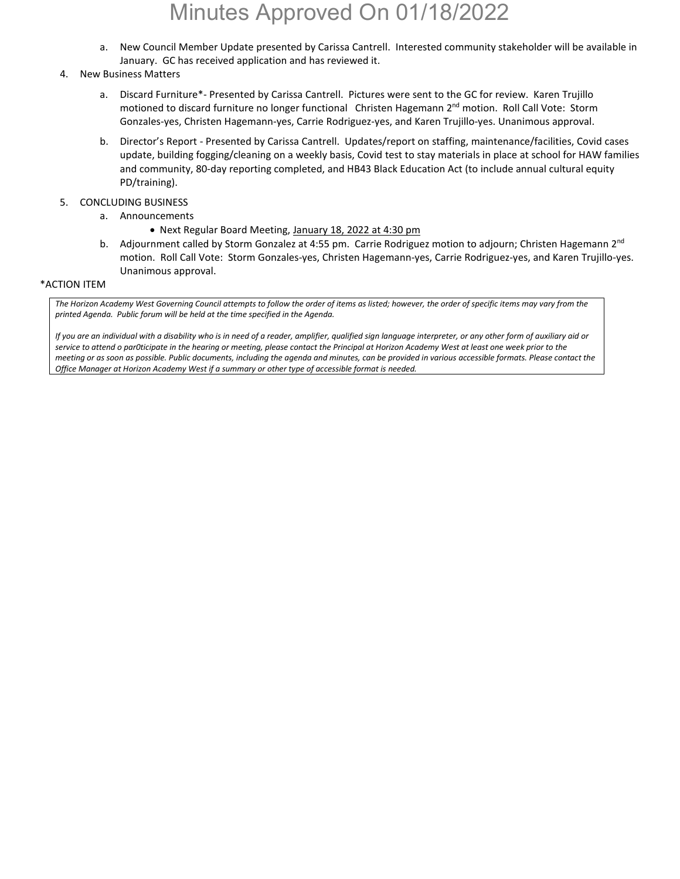# Minutes Approved On 01/18/2022

a. New Council Member Update presented by Carissa Cantrell. Interested community stakeholder will be available in January. GC has received application and has reviewed it.

4. New Business Matters

   a. Discard Furniture*- Presented by Carissa Cantrell. Pictures were sent to the GC for review. Karen Trujillo motioned to discard furniture no longer functional Christen Hagemann 2nd motion. Roll Call Vote: Storm Gonzales-yes, Christen Hagemann-yes, Carrie Rodriguez-yes, and Karen Trujillo-yes. Unanimous approval.

   b. Director's Report - Presented by Carissa Cantrell. Updates/report on staffing, maintenance/facilities, Covid cases update, building fogging/cleaning on a weekly basis, Covid test to stay materials in place at school for HAW families and community, 80-day reporting completed, and HB43 Black Education Act (to include annual cultural equity PD/training).

5. CONCLUDING BUSINESS

   a. Announcements
      - Next Regular Board Meeting, January 18, 2022 at 4:30 pm

   b. Adjournment called by Storm Gonzalez at 4:55 pm. Carrie Rodriguez motion to adjourn; Christen Hagemann 2nd motion. Roll Call Vote: Storm Gonzales-yes, Christen Hagemann-yes, Carrie Rodriguez-yes, and Karen Trujillo-yes. Unanimous approval.

*ACTION ITEM

*The Horizon Academy West Governing Council attempts to follow the order of items as listed; however, the order of specific items may vary from the printed Agenda. Public forum will be held at the time specified in the Agenda.*

*If you are an individual with a disability who is in need of a reader, amplifier, qualified sign language interpreter, or any other form of auxiliary aid or service to attend o par0ticipate in the hearing or meeting, please contact the Principal at Horizon Academy West at least one week prior to the meeting or as soon as possible. Public documents, including the agenda and minutes, can be provided in various accessible formats. Please contact the Office Manager at Horizon Academy West if a summary or other type of accessible format is needed.*